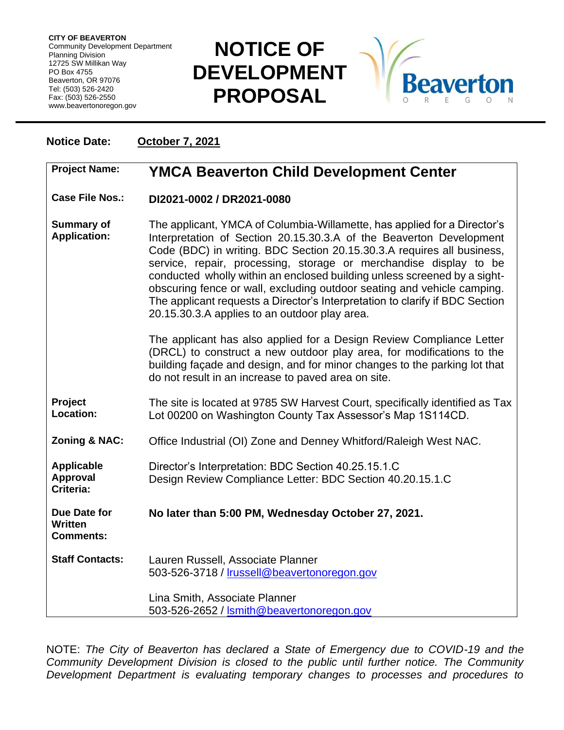**CITY OF BEAVERTON**
Community Development Department
Planning Division
12725 SW Millikan Way
PO Box 4755
Beaverton, OR 97076
Tel: (503) 526-2420
Fax: (503) 526-2550
www.beavertonoregon.gov

# NOTICE OF DEVELOPMENT PROPOSAL

Beaverton OREGON

**Notice Date:** **October 7, 2021**

| | |
|---|---|
| **Project Name:** | **YMCA Beaverton Child Development Center** |
| **Case File Nos.:** | **DI2021-0002 / DR2021-0080** |
| **Summary of Application:** | The applicant, YMCA of Columbia-Willamette, has applied for a Director's Interpretation of Section 20.15.30.3.A of the Beaverton Development Code (BDC) in writing. BDC Section 20.15.30.3.A requires all business, service, repair, processing, storage or merchandise display to be conducted wholly within an enclosed building unless screened by a sight-obscuring fence or wall, excluding outdoor seating and vehicle camping. The applicant requests a Director's Interpretation to clarify if BDC Section 20.15.30.3.A applies to an outdoor play area.<br><br>The applicant has also applied for a Design Review Compliance Letter (DRCL) to construct a new outdoor play area, for modifications to the building façade and design, and for minor changes to the parking lot that do not result in an increase to paved area on site. |
| **Project Location:** | The site is located at 9785 SW Harvest Court, specifically identified as Tax Lot 00200 on Washington County Tax Assessor's Map 1S114CD. |
| **Zoning & NAC:** | Office Industrial (OI) Zone and Denney Whitford/Raleigh West NAC. |
| **Applicable Approval Criteria:** | Director's Interpretation: BDC Section 40.25.15.1.C<br>Design Review Compliance Letter: BDC Section 40.20.15.1.C |
| **Due Date for Written Comments:** | **No later than 5:00 PM, Wednesday October 27, 2021.** |
| **Staff Contacts:** | Lauren Russell, Associate Planner<br>503-526-3718 / lrussell@beavertonoregon.gov<br><br>Lina Smith, Associate Planner<br>503-526-2652 / lsmith@beavertonoregon.gov |

NOTE: *The City of Beaverton has declared a State of Emergency due to COVID-19 and the Community Development Division is closed to the public until further notice. The Community Development Department is evaluating temporary changes to processes and procedures to*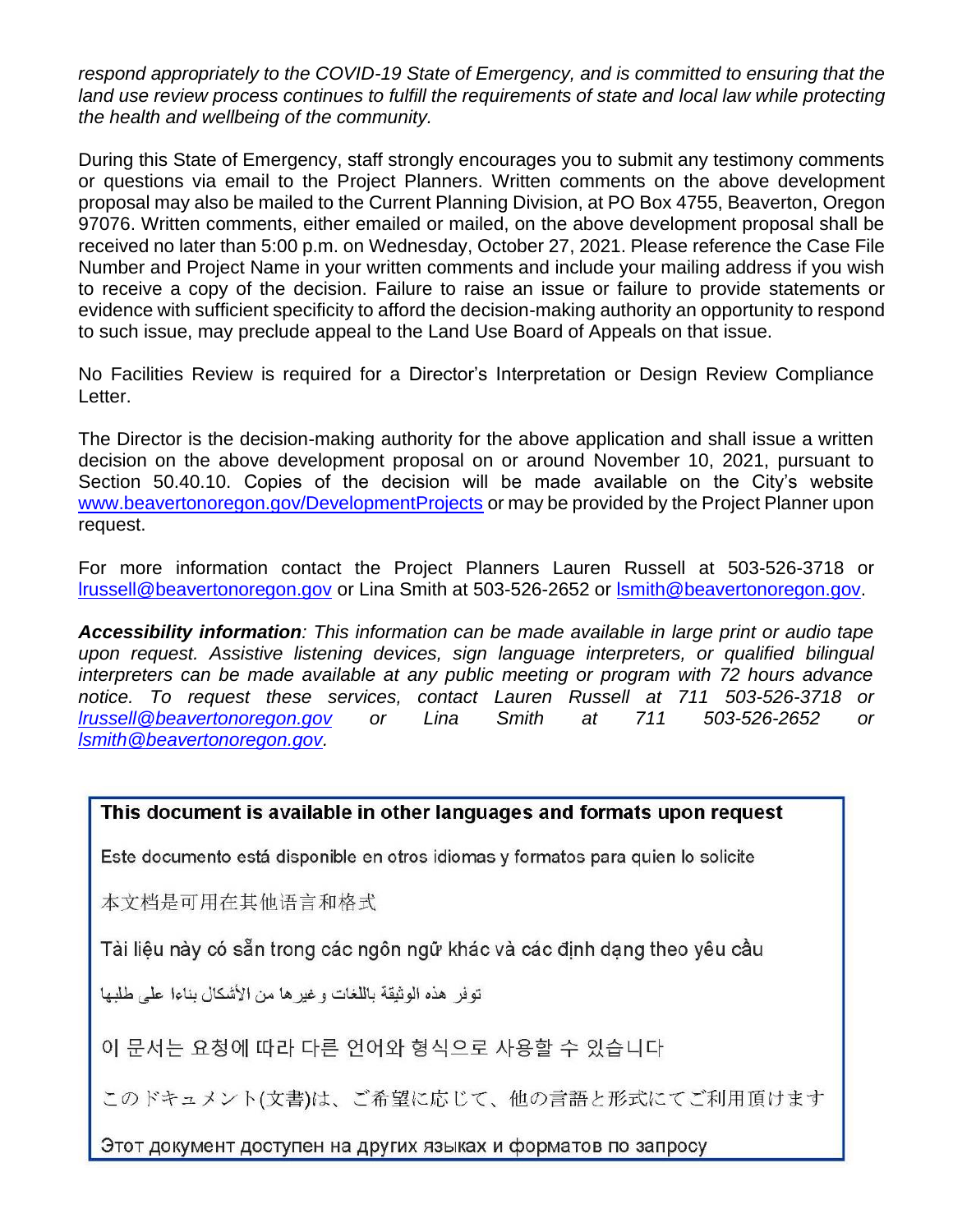*respond appropriately to the COVID-19 State of Emergency, and is committed to ensuring that the land use review process continues to fulfill the requirements of state and local law while protecting the health and wellbeing of the community.*

During this State of Emergency, staff strongly encourages you to submit any testimony comments or questions via email to the Project Planners. Written comments on the above development proposal may also be mailed to the Current Planning Division, at PO Box 4755, Beaverton, Oregon 97076. Written comments, either emailed or mailed, on the above development proposal shall be received no later than 5:00 p.m. on Wednesday, October 27, 2021. Please reference the Case File Number and Project Name in your written comments and include your mailing address if you wish to receive a copy of the decision. Failure to raise an issue or failure to provide statements or evidence with sufficient specificity to afford the decision-making authority an opportunity to respond to such issue, may preclude appeal to the Land Use Board of Appeals on that issue.

No Facilities Review is required for a Director's Interpretation or Design Review Compliance Letter.

The Director is the decision-making authority for the above application and shall issue a written decision on the above development proposal on or around November 10, 2021, pursuant to Section 50.40.10. Copies of the decision will be made available on the City's website www.beavertonoregon.gov/DevelopmentProjects or may be provided by the Project Planner upon request.

For more information contact the Project Planners Lauren Russell at 503-526-3718 or lrussell@beavertonoregon.gov or Lina Smith at 503-526-2652 or lsmith@beavertonoregon.gov.

***Accessibility information**: This information can be made available in large print or audio tape upon request. Assistive listening devices, sign language interpreters, or qualified bilingual interpreters can be made available at any public meeting or program with 72 hours advance notice. To request these services, contact Lauren Russell at 711 503-526-3718 or lrussell@beavertonoregon.gov or Lina Smith at 711 503-526-2652 or lsmith@beavertonoregon.gov.*

**This document is available in other languages and formats upon request**

Este documento está disponible en otros idiomas y formatos para quien lo solicite

本文档是可用在其他语言和格式

Tài liệu này có sẵn trong các ngôn ngữ khác và các định dạng theo yêu cầu

توفر هذه الوثيقة باللغات و غيرها من الأشكال بناءا على طلبها

이 문서는 요청에 따라 다른 언어와 형식으로 사용할 수 있습니다

このドキュメント(文書)は、ご希望に応じて、他の言語と形式にてご利用頂けます

Этот документ доступен на других языках и форматов по запросу